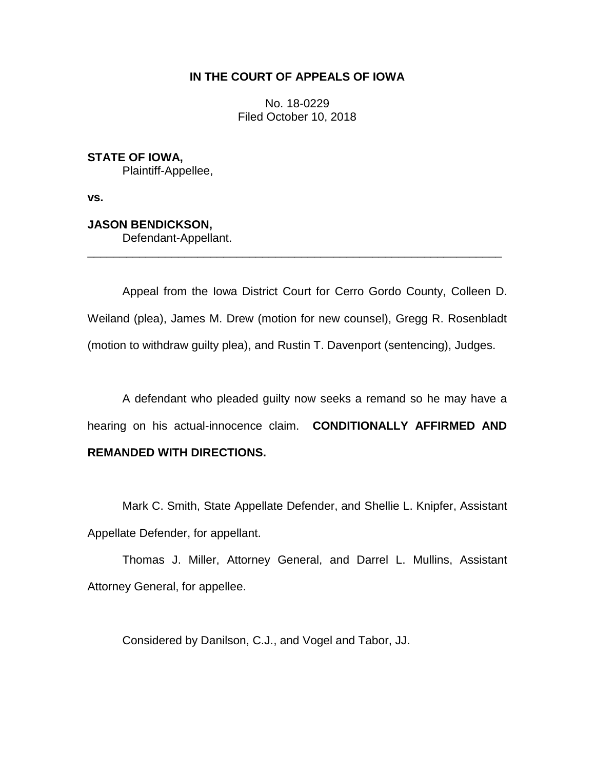**IN THE COURT OF APPEALS OF IOWA**

No. 18-0229
Filed October 10, 2018

**STATE OF IOWA,**
Plaintiff-Appellee,

**vs.**

**JASON BENDICKSON,**
Defendant-Appellant.

---

Appeal from the Iowa District Court for Cerro Gordo County, Colleen D. Weiland (plea), James M. Drew (motion for new counsel), Gregg R. Rosenbladt (motion to withdraw guilty plea), and Rustin T. Davenport (sentencing), Judges.

A defendant who pleaded guilty now seeks a remand so he may have a hearing on his actual-innocence claim. **CONDITIONALLY AFFIRMED AND REMANDED WITH DIRECTIONS.**

Mark C. Smith, State Appellate Defender, and Shellie L. Knipfer, Assistant Appellate Defender, for appellant.

Thomas J. Miller, Attorney General, and Darrel L. Mullins, Assistant Attorney General, for appellee.

Considered by Danilson, C.J., and Vogel and Tabor, JJ.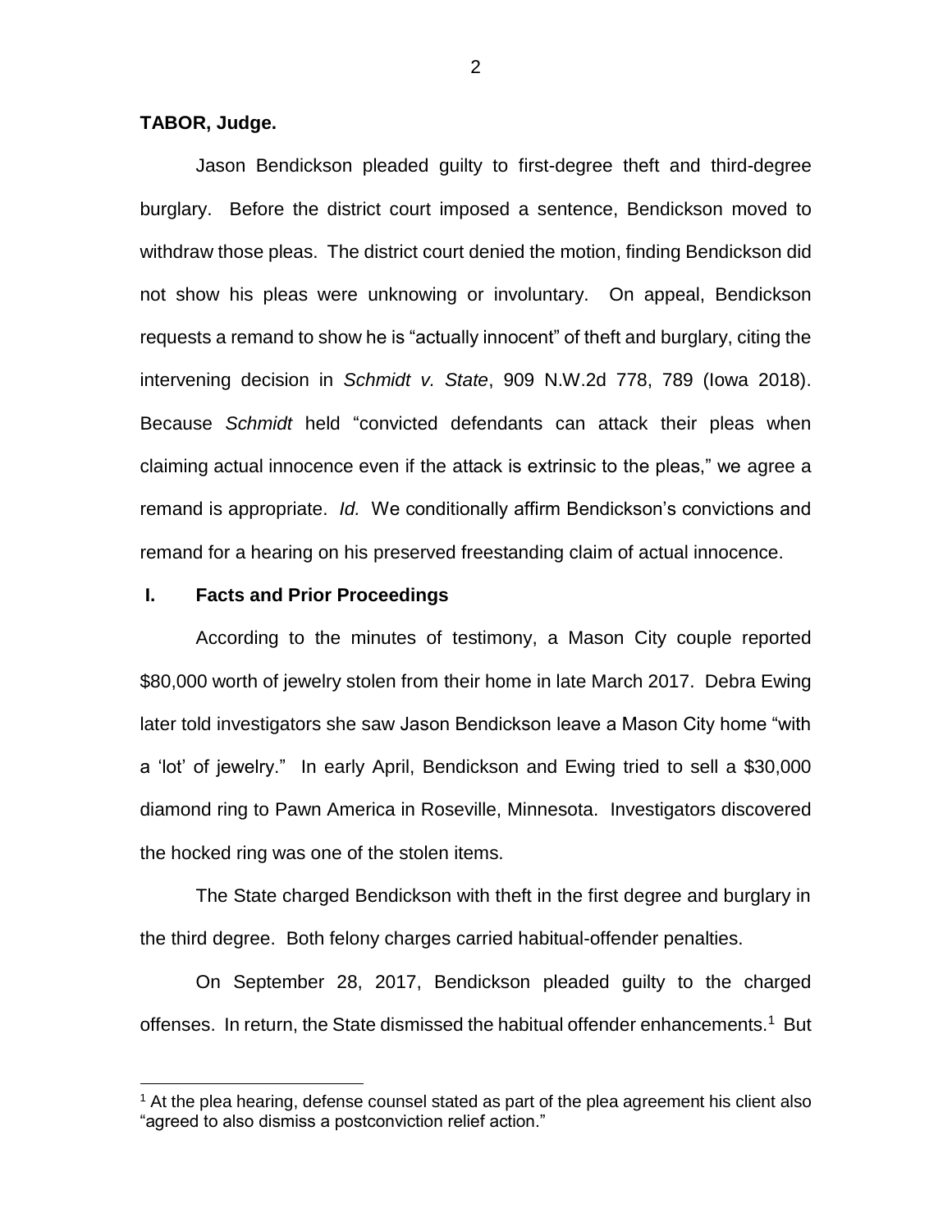**TABOR, Judge.**

Jason Bendickson pleaded guilty to first-degree theft and third-degree burglary. Before the district court imposed a sentence, Bendickson moved to withdraw those pleas. The district court denied the motion, finding Bendickson did not show his pleas were unknowing or involuntary. On appeal, Bendickson requests a remand to show he is "actually innocent" of theft and burglary, citing the intervening decision in *Schmidt v. State*, 909 N.W.2d 778, 789 (Iowa 2018). Because *Schmidt* held "convicted defendants can attack their pleas when claiming actual innocence even if the attack is extrinsic to the pleas," we agree a remand is appropriate. *Id.* We conditionally affirm Bendickson's convictions and remand for a hearing on his preserved freestanding claim of actual innocence.

## I. Facts and Prior Proceedings

According to the minutes of testimony, a Mason City couple reported $80,000 worth of jewelry stolen from their home in late March 2017. Debra Ewing later told investigators she saw Jason Bendickson leave a Mason City home "with a 'lot' of jewelry." In early April, Bendickson and Ewing tried to sell a $30,000 diamond ring to Pawn America in Roseville, Minnesota. Investigators discovered the hocked ring was one of the stolen items.

The State charged Bendickson with theft in the first degree and burglary in the third degree. Both felony charges carried habitual-offender penalties.

On September 28, 2017, Bendickson pleaded guilty to the charged offenses. In return, the State dismissed the habitual offender enhancements.[1] But

[1] At the plea hearing, defense counsel stated as part of the plea agreement his client also "agreed to also dismiss a postconviction relief action."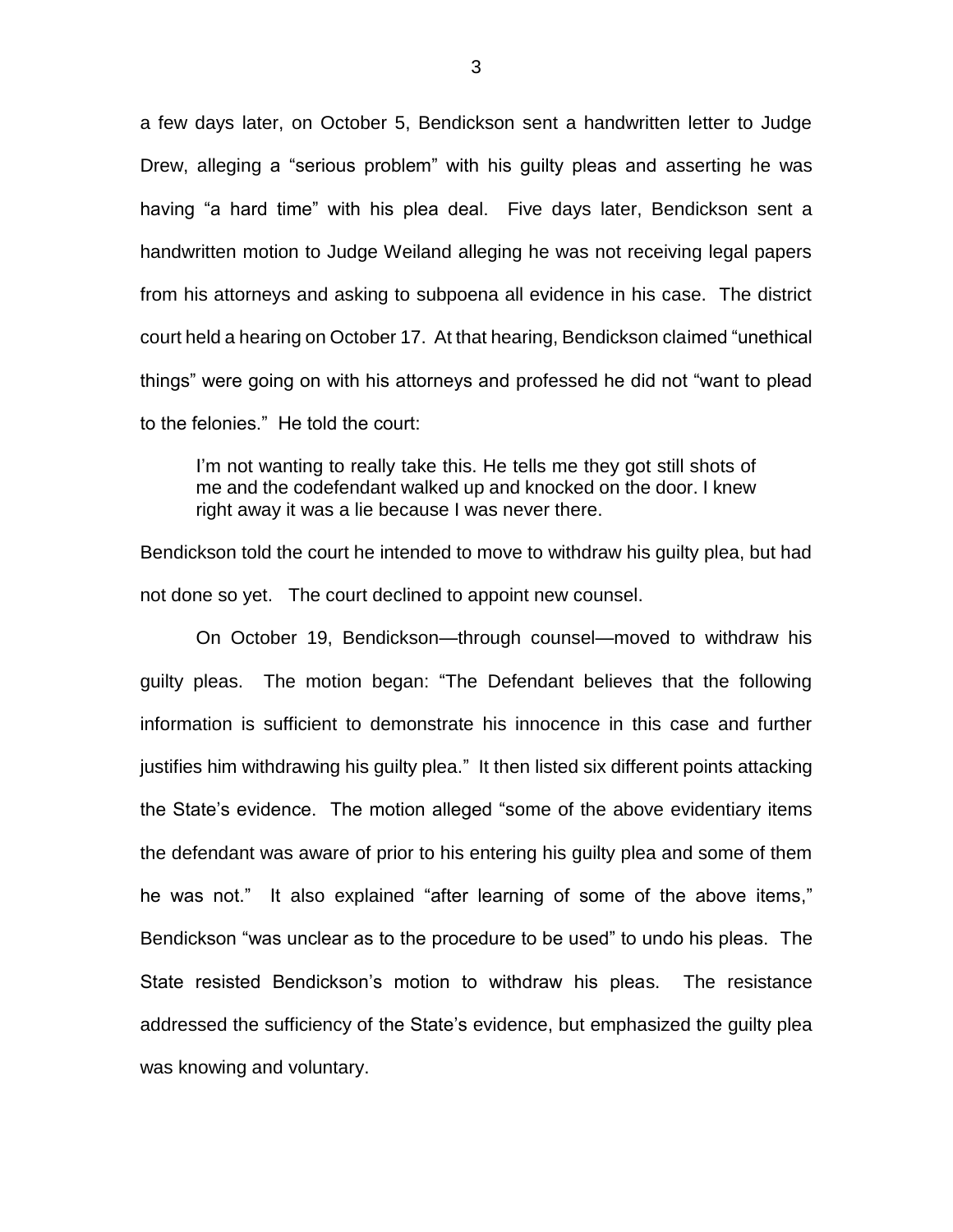a few days later, on October 5, Bendickson sent a handwritten letter to Judge Drew, alleging a "serious problem" with his guilty pleas and asserting he was having "a hard time" with his plea deal. Five days later, Bendickson sent a handwritten motion to Judge Weiland alleging he was not receiving legal papers from his attorneys and asking to subpoena all evidence in his case. The district court held a hearing on October 17. At that hearing, Bendickson claimed "unethical things" were going on with his attorneys and professed he did not "want to plead to the felonies." He told the court:

> I'm not wanting to really take this. He tells me they got still shots of me and the codefendant walked up and knocked on the door. I knew right away it was a lie because I was never there.

Bendickson told the court he intended to move to withdraw his guilty plea, but had not done so yet. The court declined to appoint new counsel.

On October 19, Bendickson—through counsel—moved to withdraw his guilty pleas. The motion began: "The Defendant believes that the following information is sufficient to demonstrate his innocence in this case and further justifies him withdrawing his guilty plea." It then listed six different points attacking the State's evidence. The motion alleged "some of the above evidentiary items the defendant was aware of prior to his entering his guilty plea and some of them he was not." It also explained "after learning of some of the above items," Bendickson "was unclear as to the procedure to be used" to undo his pleas. The State resisted Bendickson's motion to withdraw his pleas. The resistance addressed the sufficiency of the State's evidence, but emphasized the guilty plea was knowing and voluntary.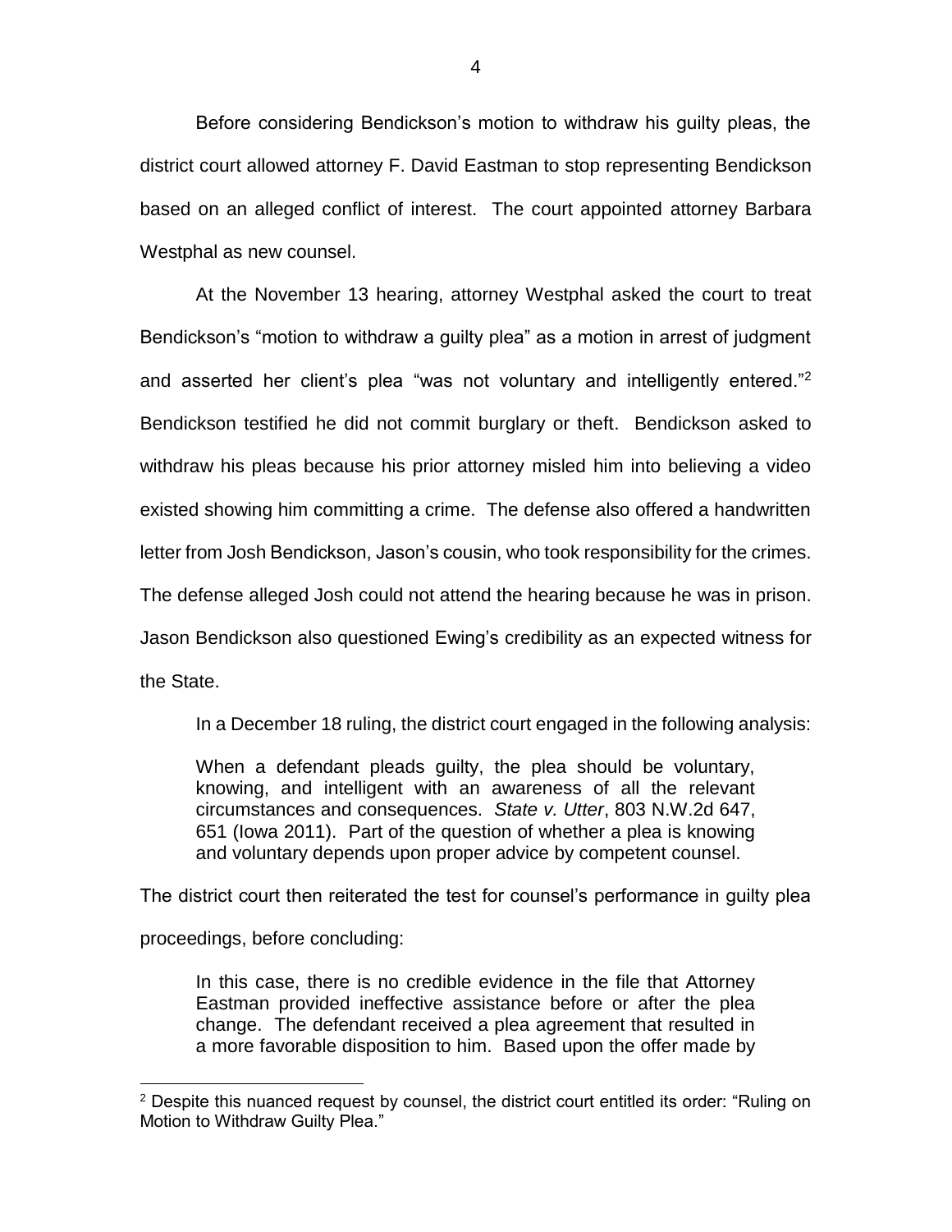Before considering Bendickson's motion to withdraw his guilty pleas, the district court allowed attorney F. David Eastman to stop representing Bendickson based on an alleged conflict of interest. The court appointed attorney Barbara Westphal as new counsel.

At the November 13 hearing, attorney Westphal asked the court to treat Bendickson's "motion to withdraw a guilty plea" as a motion in arrest of judgment and asserted her client's plea "was not voluntary and intelligently entered."[2] Bendickson testified he did not commit burglary or theft. Bendickson asked to withdraw his pleas because his prior attorney misled him into believing a video existed showing him committing a crime. The defense also offered a handwritten letter from Josh Bendickson, Jason's cousin, who took responsibility for the crimes. The defense alleged Josh could not attend the hearing because he was in prison. Jason Bendickson also questioned Ewing's credibility as an expected witness for the State.

In a December 18 ruling, the district court engaged in the following analysis:

> When a defendant pleads guilty, the plea should be voluntary, knowing, and intelligent with an awareness of all the relevant circumstances and consequences. *State v. Utter*, 803 N.W.2d 647, 651 (Iowa 2011). Part of the question of whether a plea is knowing and voluntary depends upon proper advice by competent counsel.

The district court then reiterated the test for counsel's performance in guilty plea proceedings, before concluding:

> In this case, there is no credible evidence in the file that Attorney Eastman provided ineffective assistance before or after the plea change. The defendant received a plea agreement that resulted in a more favorable disposition to him. Based upon the offer made by

[2] Despite this nuanced request by counsel, the district court entitled its order: "Ruling on Motion to Withdraw Guilty Plea."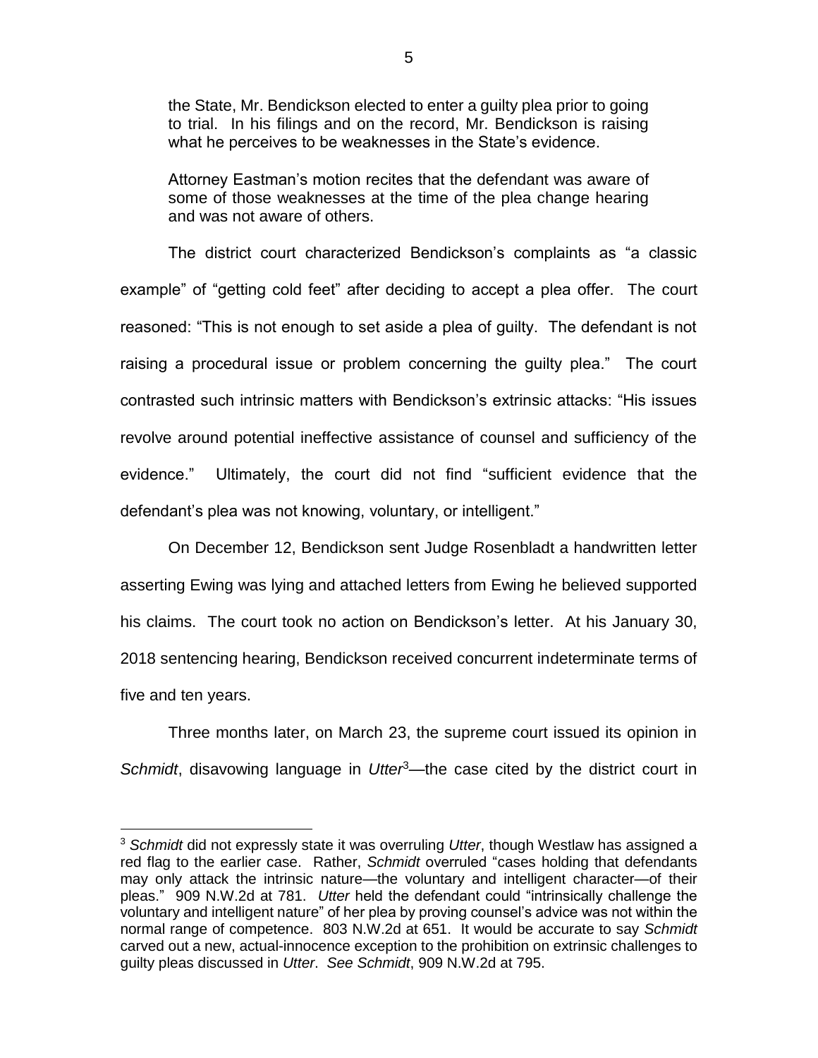> the State, Mr. Bendickson elected to enter a guilty plea prior to going to trial. In his filings and on the record, Mr. Bendickson is raising what he perceives to be weaknesses in the State's evidence.
>
> Attorney Eastman's motion recites that the defendant was aware of some of those weaknesses at the time of the plea change hearing and was not aware of others.

The district court characterized Bendickson's complaints as "a classic example" of "getting cold feet" after deciding to accept a plea offer. The court reasoned: "This is not enough to set aside a plea of guilty. The defendant is not raising a procedural issue or problem concerning the guilty plea." The court contrasted such intrinsic matters with Bendickson's extrinsic attacks: "His issues revolve around potential ineffective assistance of counsel and sufficiency of the evidence." Ultimately, the court did not find "sufficient evidence that the defendant's plea was not knowing, voluntary, or intelligent."

On December 12, Bendickson sent Judge Rosenbladt a handwritten letter asserting Ewing was lying and attached letters from Ewing he believed supported his claims. The court took no action on Bendickson's letter. At his January 30, 2018 sentencing hearing, Bendickson received concurrent indeterminate terms of five and ten years.

Three months later, on March 23, the supreme court issued its opinion in *Schmidt*, disavowing language in *Utter*[3]—the case cited by the district court in

---

[3] *Schmidt* did not expressly state it was overruling *Utter*, though Westlaw has assigned a red flag to the earlier case. Rather, *Schmidt* overruled "cases holding that defendants may only attack the intrinsic nature—the voluntary and intelligent character—of their pleas." 909 N.W.2d at 781. *Utter* held the defendant could "intrinsically challenge the voluntary and intelligent nature" of her plea by proving counsel's advice was not within the normal range of competence. 803 N.W.2d at 651. It would be accurate to say *Schmidt* carved out a new, actual-innocence exception to the prohibition on extrinsic challenges to guilty pleas discussed in *Utter*. *See Schmidt*, 909 N.W.2d at 795.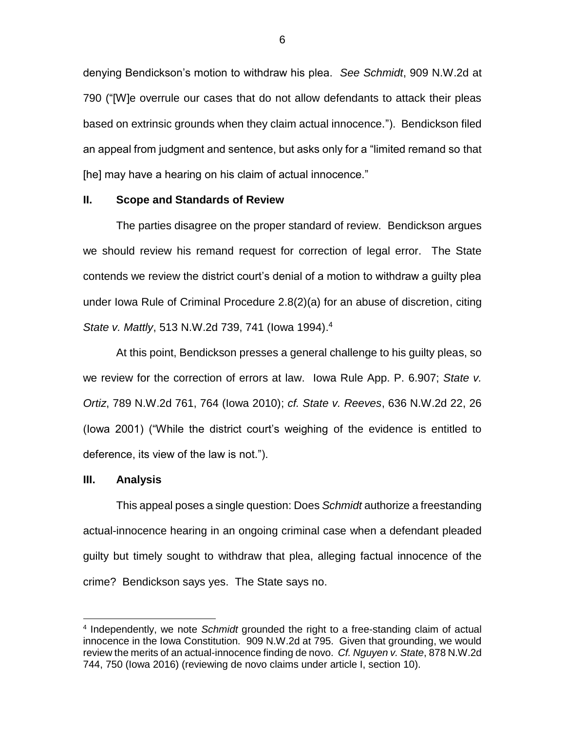denying Bendickson's motion to withdraw his plea. *See Schmidt*, 909 N.W.2d at 790 ("[W]e overrule our cases that do not allow defendants to attack their pleas based on extrinsic grounds when they claim actual innocence."). Bendickson filed an appeal from judgment and sentence, but asks only for a "limited remand so that [he] may have a hearing on his claim of actual innocence."

## II. Scope and Standards of Review

The parties disagree on the proper standard of review. Bendickson argues we should review his remand request for correction of legal error. The State contends we review the district court's denial of a motion to withdraw a guilty plea under Iowa Rule of Criminal Procedure 2.8(2)(a) for an abuse of discretion, citing *State v. Mattly*, 513 N.W.2d 739, 741 (Iowa 1994).[4]

At this point, Bendickson presses a general challenge to his guilty pleas, so we review for the correction of errors at law. Iowa Rule App. P. 6.907; *State v. Ortiz*, 789 N.W.2d 761, 764 (Iowa 2010); *cf. State v. Reeves*, 636 N.W.2d 22, 26 (Iowa 2001) ("While the district court's weighing of the evidence is entitled to deference, its view of the law is not.").

## III. Analysis

This appeal poses a single question: Does *Schmidt* authorize a freestanding actual-innocence hearing in an ongoing criminal case when a defendant pleaded guilty but timely sought to withdraw that plea, alleging factual innocence of the crime? Bendickson says yes. The State says no.

---

[4] Independently, we note *Schmidt* grounded the right to a free-standing claim of actual innocence in the Iowa Constitution. 909 N.W.2d at 795. Given that grounding, we would review the merits of an actual-innocence finding de novo. *Cf. Nguyen v. State*, 878 N.W.2d 744, 750 (Iowa 2016) (reviewing de novo claims under article I, section 10).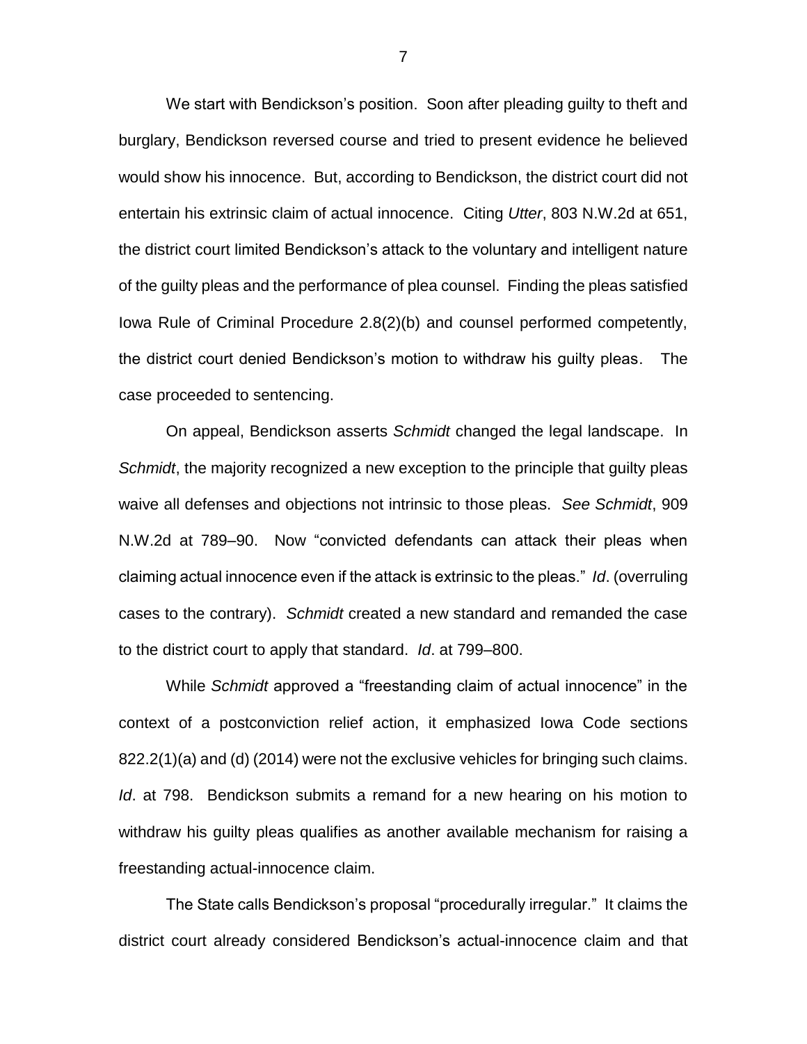We start with Bendickson's position. Soon after pleading guilty to theft and burglary, Bendickson reversed course and tried to present evidence he believed would show his innocence. But, according to Bendickson, the district court did not entertain his extrinsic claim of actual innocence. Citing *Utter*, 803 N.W.2d at 651, the district court limited Bendickson's attack to the voluntary and intelligent nature of the guilty pleas and the performance of plea counsel. Finding the pleas satisfied Iowa Rule of Criminal Procedure 2.8(2)(b) and counsel performed competently, the district court denied Bendickson's motion to withdraw his guilty pleas. The case proceeded to sentencing.

On appeal, Bendickson asserts *Schmidt* changed the legal landscape. In *Schmidt*, the majority recognized a new exception to the principle that guilty pleas waive all defenses and objections not intrinsic to those pleas. *See Schmidt*, 909 N.W.2d at 789–90. Now "convicted defendants can attack their pleas when claiming actual innocence even if the attack is extrinsic to the pleas." *Id*. (overruling cases to the contrary). *Schmidt* created a new standard and remanded the case to the district court to apply that standard. *Id*. at 799–800.

While *Schmidt* approved a "freestanding claim of actual innocence" in the context of a postconviction relief action, it emphasized Iowa Code sections 822.2(1)(a) and (d) (2014) were not the exclusive vehicles for bringing such claims. *Id*. at 798. Bendickson submits a remand for a new hearing on his motion to withdraw his guilty pleas qualifies as another available mechanism for raising a freestanding actual-innocence claim.

The State calls Bendickson's proposal "procedurally irregular." It claims the district court already considered Bendickson's actual-innocence claim and that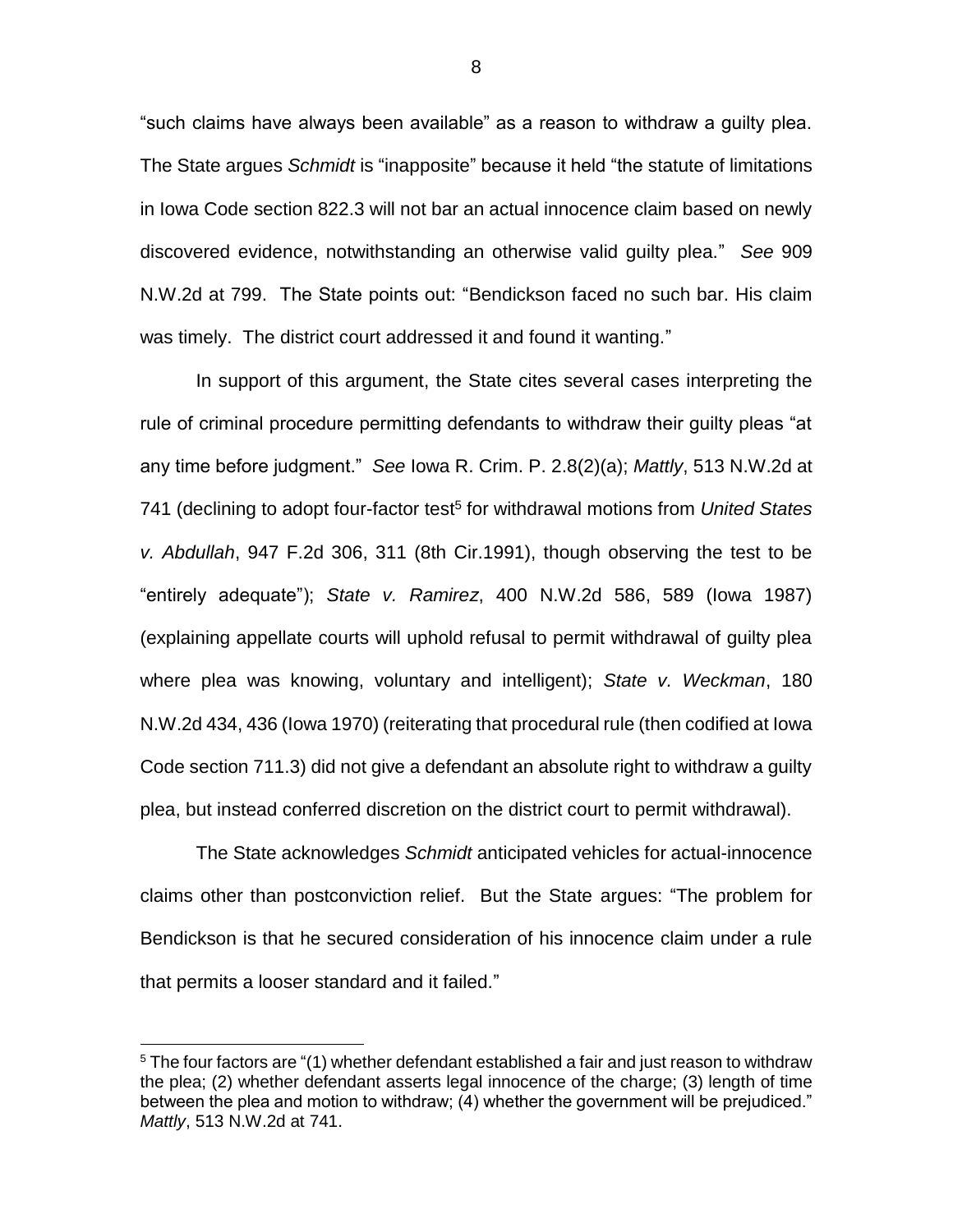"such claims have always been available" as a reason to withdraw a guilty plea. The State argues *Schmidt* is "inapposite" because it held "the statute of limitations in Iowa Code section 822.3 will not bar an actual innocence claim based on newly discovered evidence, notwithstanding an otherwise valid guilty plea." *See* 909 N.W.2d at 799. The State points out: "Bendickson faced no such bar. His claim was timely. The district court addressed it and found it wanting."

In support of this argument, the State cites several cases interpreting the rule of criminal procedure permitting defendants to withdraw their guilty pleas "at any time before judgment." *See* Iowa R. Crim. P. 2.8(2)(a); *Mattly*, 513 N.W.2d at 741 (declining to adopt four-factor test[5] for withdrawal motions from *United States v. Abdullah*, 947 F.2d 306, 311 (8th Cir.1991), though observing the test to be "entirely adequate"); *State v. Ramirez*, 400 N.W.2d 586, 589 (Iowa 1987) (explaining appellate courts will uphold refusal to permit withdrawal of guilty plea where plea was knowing, voluntary and intelligent); *State v. Weckman*, 180 N.W.2d 434, 436 (Iowa 1970) (reiterating that procedural rule (then codified at Iowa Code section 711.3) did not give a defendant an absolute right to withdraw a guilty plea, but instead conferred discretion on the district court to permit withdrawal).

The State acknowledges *Schmidt* anticipated vehicles for actual-innocence claims other than postconviction relief. But the State argues: "The problem for Bendickson is that he secured consideration of his innocence claim under a rule that permits a looser standard and it failed."

[5] The four factors are "(1) whether defendant established a fair and just reason to withdraw the plea; (2) whether defendant asserts legal innocence of the charge; (3) length of time between the plea and motion to withdraw; (4) whether the government will be prejudiced." *Mattly*, 513 N.W.2d at 741.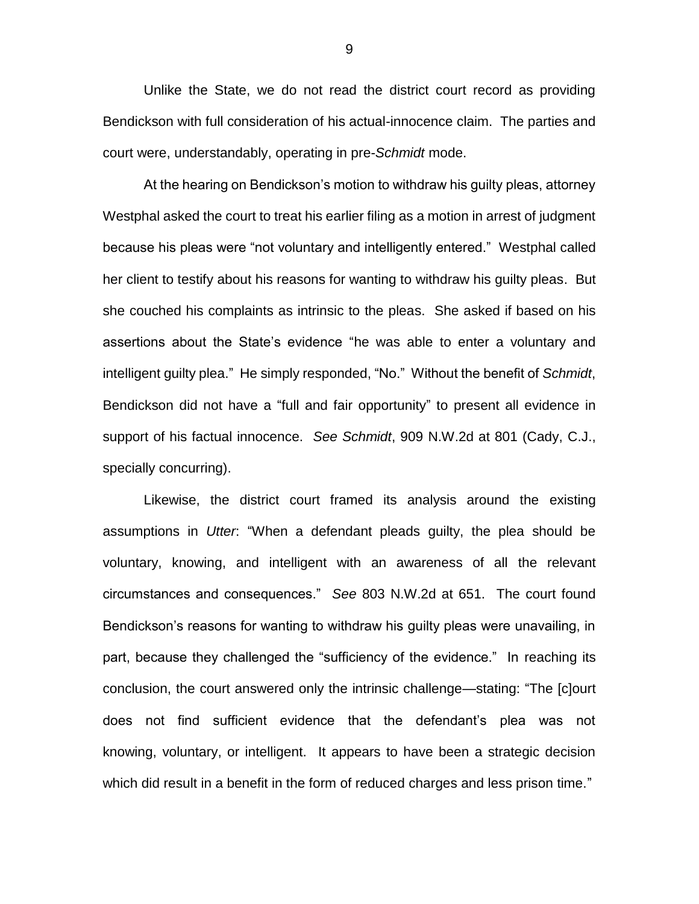Unlike the State, we do not read the district court record as providing Bendickson with full consideration of his actual-innocence claim. The parties and court were, understandably, operating in pre-*Schmidt* mode.

At the hearing on Bendickson's motion to withdraw his guilty pleas, attorney Westphal asked the court to treat his earlier filing as a motion in arrest of judgment because his pleas were "not voluntary and intelligently entered." Westphal called her client to testify about his reasons for wanting to withdraw his guilty pleas. But she couched his complaints as intrinsic to the pleas. She asked if based on his assertions about the State's evidence "he was able to enter a voluntary and intelligent guilty plea." He simply responded, "No." Without the benefit of *Schmidt*, Bendickson did not have a "full and fair opportunity" to present all evidence in support of his factual innocence. *See Schmidt*, 909 N.W.2d at 801 (Cady, C.J., specially concurring).

Likewise, the district court framed its analysis around the existing assumptions in *Utter*: "When a defendant pleads guilty, the plea should be voluntary, knowing, and intelligent with an awareness of all the relevant circumstances and consequences." *See* 803 N.W.2d at 651. The court found Bendickson's reasons for wanting to withdraw his guilty pleas were unavailing, in part, because they challenged the "sufficiency of the evidence." In reaching its conclusion, the court answered only the intrinsic challenge—stating: "The [c]ourt does not find sufficient evidence that the defendant's plea was not knowing, voluntary, or intelligent. It appears to have been a strategic decision which did result in a benefit in the form of reduced charges and less prison time."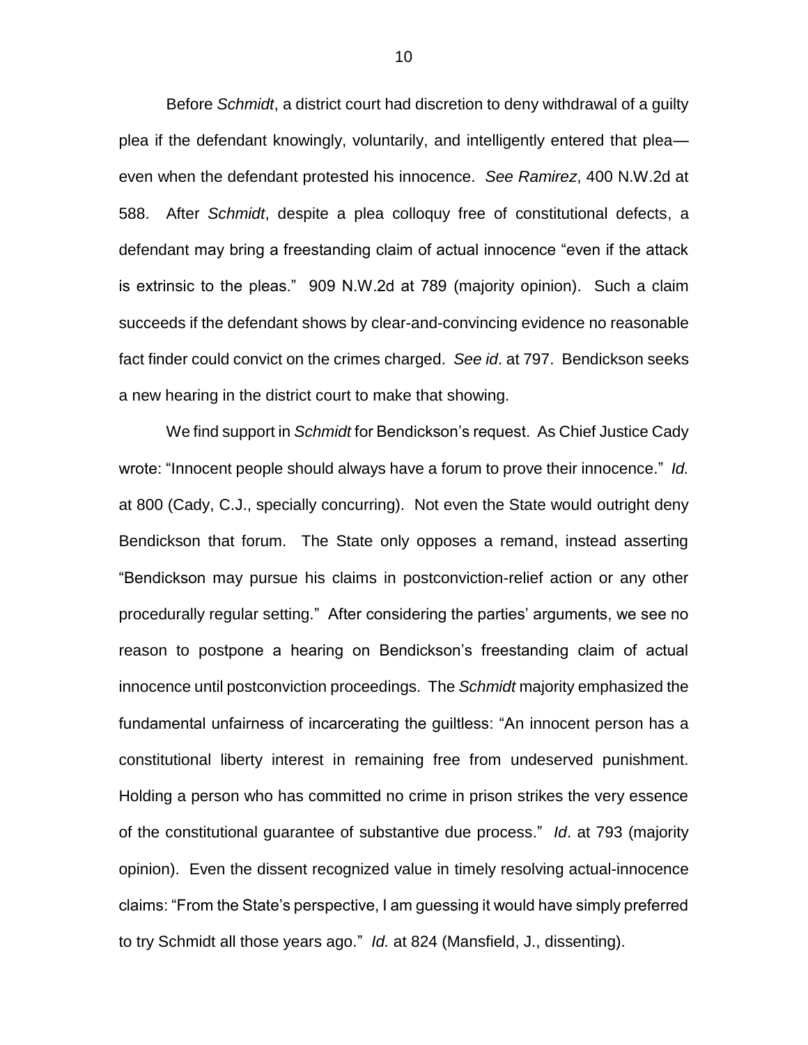Before *Schmidt*, a district court had discretion to deny withdrawal of a guilty plea if the defendant knowingly, voluntarily, and intelligently entered that plea—even when the defendant protested his innocence. *See Ramirez*, 400 N.W.2d at 588. After *Schmidt*, despite a plea colloquy free of constitutional defects, a defendant may bring a freestanding claim of actual innocence "even if the attack is extrinsic to the pleas." 909 N.W.2d at 789 (majority opinion). Such a claim succeeds if the defendant shows by clear-and-convincing evidence no reasonable fact finder could convict on the crimes charged. *See id*. at 797. Bendickson seeks a new hearing in the district court to make that showing.

We find support in *Schmidt* for Bendickson's request. As Chief Justice Cady wrote: "Innocent people should always have a forum to prove their innocence." *Id.* at 800 (Cady, C.J., specially concurring). Not even the State would outright deny Bendickson that forum. The State only opposes a remand, instead asserting "Bendickson may pursue his claims in postconviction-relief action or any other procedurally regular setting." After considering the parties' arguments, we see no reason to postpone a hearing on Bendickson's freestanding claim of actual innocence until postconviction proceedings. The *Schmidt* majority emphasized the fundamental unfairness of incarcerating the guiltless: "An innocent person has a constitutional liberty interest in remaining free from undeserved punishment. Holding a person who has committed no crime in prison strikes the very essence of the constitutional guarantee of substantive due process." *Id*. at 793 (majority opinion). Even the dissent recognized value in timely resolving actual-innocence claims: "From the State's perspective, I am guessing it would have simply preferred to try Schmidt all those years ago." *Id.* at 824 (Mansfield, J., dissenting).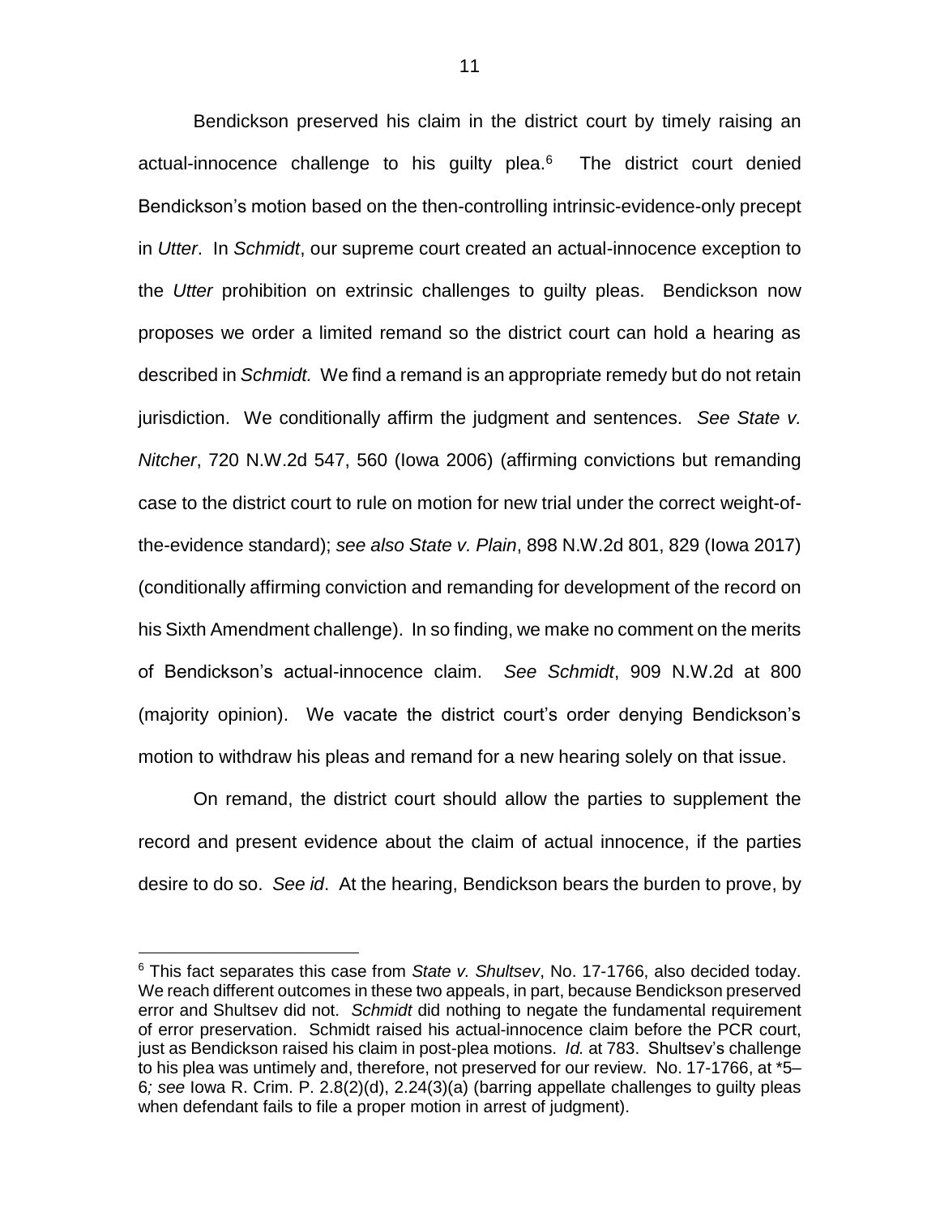Bendickson preserved his claim in the district court by timely raising an actual-innocence challenge to his guilty plea.[6] The district court denied Bendickson's motion based on the then-controlling intrinsic-evidence-only precept in *Utter*. In *Schmidt*, our supreme court created an actual-innocence exception to the *Utter* prohibition on extrinsic challenges to guilty pleas. Bendickson now proposes we order a limited remand so the district court can hold a hearing as described in *Schmidt.* We find a remand is an appropriate remedy but do not retain jurisdiction. We conditionally affirm the judgment and sentences. *See State v. Nitcher*, 720 N.W.2d 547, 560 (Iowa 2006) (affirming convictions but remanding case to the district court to rule on motion for new trial under the correct weight-of-the-evidence standard); *see also State v. Plain*, 898 N.W.2d 801, 829 (Iowa 2017) (conditionally affirming conviction and remanding for development of the record on his Sixth Amendment challenge). In so finding, we make no comment on the merits of Bendickson's actual-innocence claim. *See Schmidt*, 909 N.W.2d at 800 (majority opinion). We vacate the district court's order denying Bendickson's motion to withdraw his pleas and remand for a new hearing solely on that issue.

On remand, the district court should allow the parties to supplement the record and present evidence about the claim of actual innocence, if the parties desire to do so. *See id*. At the hearing, Bendickson bears the burden to prove, by

---

[6] This fact separates this case from *State v. Shultsev*, No. 17-1766, also decided today. We reach different outcomes in these two appeals, in part, because Bendickson preserved error and Shultsev did not. *Schmidt* did nothing to negate the fundamental requirement of error preservation. Schmidt raised his actual-innocence claim before the PCR court, just as Bendickson raised his claim in post-plea motions. *Id.* at 783. Shultsev's challenge to his plea was untimely and, therefore, not preserved for our review. No. 17-1766, at *5–6*; see* Iowa R. Crim. P. 2.8(2)(d), 2.24(3)(a) (barring appellate challenges to guilty pleas when defendant fails to file a proper motion in arrest of judgment).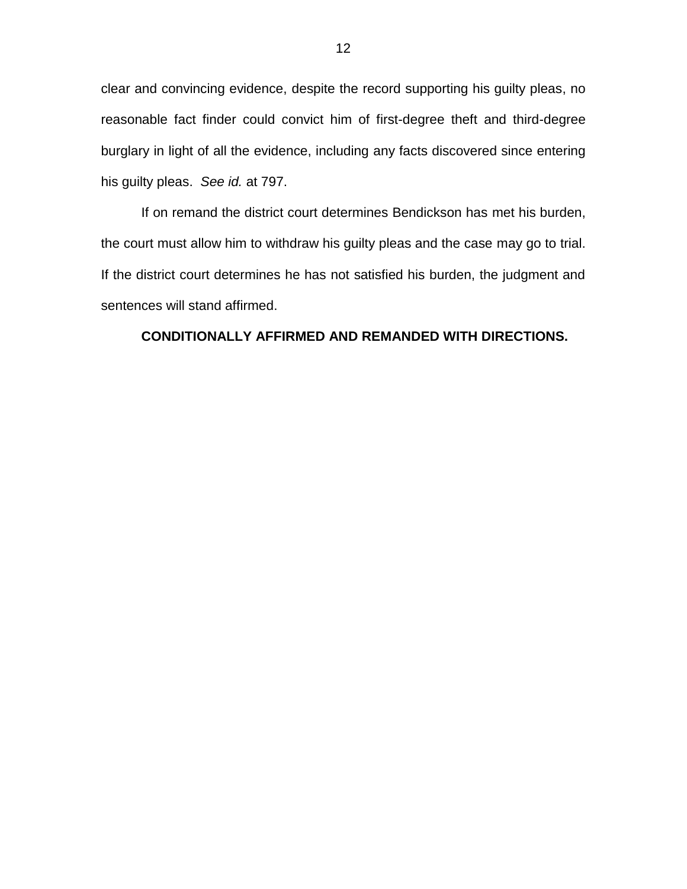clear and convincing evidence, despite the record supporting his guilty pleas, no reasonable fact finder could convict him of first-degree theft and third-degree burglary in light of all the evidence, including any facts discovered since entering his guilty pleas. *See id.* at 797.

If on remand the district court determines Bendickson has met his burden, the court must allow him to withdraw his guilty pleas and the case may go to trial. If the district court determines he has not satisfied his burden, the judgment and sentences will stand affirmed.

**CONDITIONALLY AFFIRMED AND REMANDED WITH DIRECTIONS.**